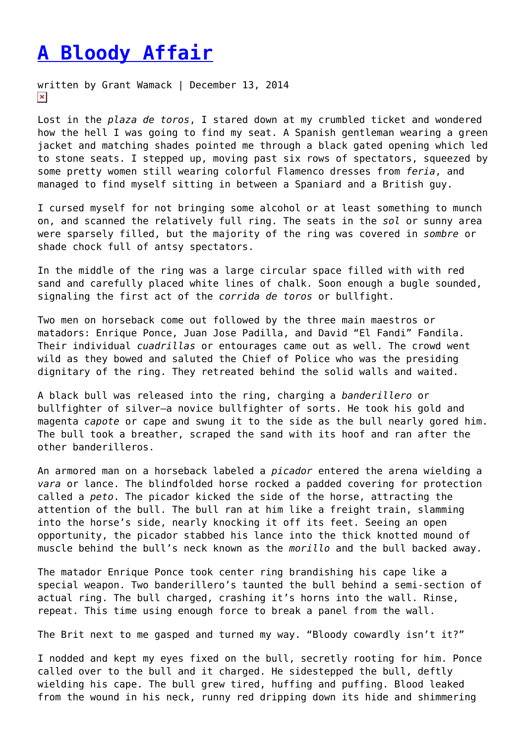# A Bloody Affair

written by Grant Wamack | December 13, 2014

Lost in the *plaza de toros*, I stared down at my crumbled ticket and wondered how the hell I was going to find my seat. A Spanish gentleman wearing a green jacket and matching shades pointed me through a black gated opening which led to stone seats. I stepped up, moving past six rows of spectators, squeezed by some pretty women still wearing colorful Flamenco dresses from *feria*, and managed to find myself sitting in between a Spaniard and a British guy.

I cursed myself for not bringing some alcohol or at least something to munch on, and scanned the relatively full ring. The seats in the *sol* or sunny area were sparsely filled, but the majority of the ring was covered in *sombre* or shade chock full of antsy spectators.

In the middle of the ring was a large circular space filled with with red sand and carefully placed white lines of chalk. Soon enough a bugle sounded, signaling the first act of the *corrida de toros* or bullfight.

Two men on horseback come out followed by the three main maestros or matadors: Enrique Ponce, Juan Jose Padilla, and David "El Fandi" Fandila. Their individual *cuadrillas* or entourages came out as well. The crowd went wild as they bowed and saluted the Chief of Police who was the presiding dignitary of the ring. They retreated behind the solid walls and waited.

A black bull was released into the ring, charging a *banderillero* or bullfighter of silver—a novice bullfighter of sorts. He took his gold and magenta *capote* or cape and swung it to the side as the bull nearly gored him. The bull took a breather, scraped the sand with its hoof and ran after the other banderilleros.

An armored man on a horseback labeled a *picador* entered the arena wielding a *vara* or lance. The blindfolded horse rocked a padded covering for protection called a *peto*. The picador kicked the side of the horse, attracting the attention of the bull. The bull ran at him like a freight train, slamming into the horse's side, nearly knocking it off its feet. Seeing an open opportunity, the picador stabbed his lance into the thick knotted mound of muscle behind the bull's neck known as the *morillo* and the bull backed away.

The matador Enrique Ponce took center ring brandishing his cape like a special weapon. Two banderillero's taunted the bull behind a semi-section of actual ring. The bull charged, crashing it's horns into the wall. Rinse, repeat. This time using enough force to break a panel from the wall.

The Brit next to me gasped and turned my way. "Bloody cowardly isn't it?"

I nodded and kept my eyes fixed on the bull, secretly rooting for him. Ponce called over to the bull and it charged. He sidestepped the bull, deftly wielding his cape. The bull grew tired, huffing and puffing. Blood leaked from the wound in his neck, runny red dripping down its hide and shimmering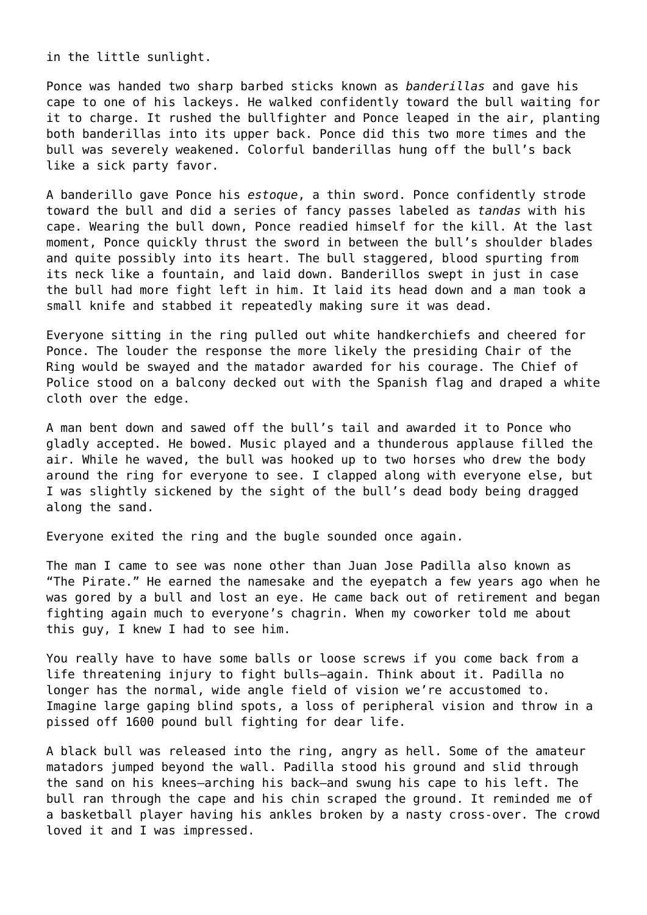in the little sunlight.

Ponce was handed two sharp barbed sticks known as *banderillas* and gave his cape to one of his lackeys. He walked confidently toward the bull waiting for it to charge. It rushed the bullfighter and Ponce leaped in the air, planting both banderillas into its upper back. Ponce did this two more times and the bull was severely weakened. Colorful banderillas hung off the bull's back like a sick party favor.

A banderillo gave Ponce his *estoque*, a thin sword. Ponce confidently strode toward the bull and did a series of fancy passes labeled as *tandas* with his cape. Wearing the bull down, Ponce readied himself for the kill. At the last moment, Ponce quickly thrust the sword in between the bull's shoulder blades and quite possibly into its heart. The bull staggered, blood spurting from its neck like a fountain, and laid down. Banderillos swept in just in case the bull had more fight left in him. It laid its head down and a man took a small knife and stabbed it repeatedly making sure it was dead.

Everyone sitting in the ring pulled out white handkerchiefs and cheered for Ponce. The louder the response the more likely the presiding Chair of the Ring would be swayed and the matador awarded for his courage. The Chief of Police stood on a balcony decked out with the Spanish flag and draped a white cloth over the edge.

A man bent down and sawed off the bull's tail and awarded it to Ponce who gladly accepted. He bowed. Music played and a thunderous applause filled the air. While he waved, the bull was hooked up to two horses who drew the body around the ring for everyone to see. I clapped along with everyone else, but I was slightly sickened by the sight of the bull's dead body being dragged along the sand.

Everyone exited the ring and the bugle sounded once again.

The man I came to see was none other than Juan Jose Padilla also known as "The Pirate." He earned the namesake and the eyepatch a few years ago when he was gored by a bull and lost an eye. He came back out of retirement and began fighting again much to everyone's chagrin. When my coworker told me about this guy, I knew I had to see him.

You really have to have some balls or loose screws if you come back from a life threatening injury to fight bulls—again. Think about it. Padilla no longer has the normal, wide angle field of vision we're accustomed to. Imagine large gaping blind spots, a loss of peripheral vision and throw in a pissed off 1600 pound bull fighting for dear life.

A black bull was released into the ring, angry as hell. Some of the amateur matadors jumped beyond the wall. Padilla stood his ground and slid through the sand on his knees—arching his back—and swung his cape to his left. The bull ran through the cape and his chin scraped the ground. It reminded me of a basketball player having his ankles broken by a nasty cross-over. The crowd loved it and I was impressed.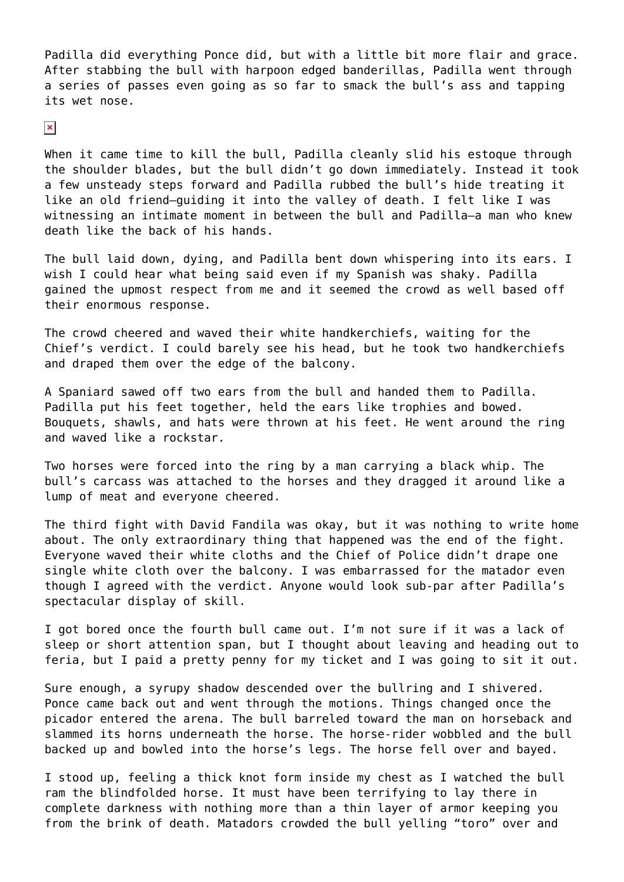Padilla did everything Ponce did, but with a little bit more flair and grace. After stabbing the bull with harpoon edged banderillas, Padilla went through a series of passes even going as so far to smack the bull's ass and tapping its wet nose.

When it came time to kill the bull, Padilla cleanly slid his estoque through the shoulder blades, but the bull didn't go down immediately. Instead it took a few unsteady steps forward and Padilla rubbed the bull's hide treating it like an old friend—guiding it into the valley of death. I felt like I was witnessing an intimate moment in between the bull and Padilla—a man who knew death like the back of his hands.

The bull laid down, dying, and Padilla bent down whispering into its ears. I wish I could hear what being said even if my Spanish was shaky. Padilla gained the upmost respect from me and it seemed the crowd as well based off their enormous response.

The crowd cheered and waved their white handkerchiefs, waiting for the Chief's verdict. I could barely see his head, but he took two handkerchiefs and draped them over the edge of the balcony.

A Spaniard sawed off two ears from the bull and handed them to Padilla. Padilla put his feet together, held the ears like trophies and bowed. Bouquets, shawls, and hats were thrown at his feet. He went around the ring and waved like a rockstar.

Two horses were forced into the ring by a man carrying a black whip. The bull's carcass was attached to the horses and they dragged it around like a lump of meat and everyone cheered.

The third fight with David Fandila was okay, but it was nothing to write home about. The only extraordinary thing that happened was the end of the fight. Everyone waved their white cloths and the Chief of Police didn't drape one single white cloth over the balcony. I was embarrassed for the matador even though I agreed with the verdict. Anyone would look sub-par after Padilla's spectacular display of skill.

I got bored once the fourth bull came out. I'm not sure if it was a lack of sleep or short attention span, but I thought about leaving and heading out to feria, but I paid a pretty penny for my ticket and I was going to sit it out.

Sure enough, a syrupy shadow descended over the bullring and I shivered. Ponce came back out and went through the motions. Things changed once the picador entered the arena. The bull barreled toward the man on horseback and slammed its horns underneath the horse. The horse-rider wobbled and the bull backed up and bowled into the horse's legs. The horse fell over and bayed.

I stood up, feeling a thick knot form inside my chest as I watched the bull ram the blindfolded horse. It must have been terrifying to lay there in complete darkness with nothing more than a thin layer of armor keeping you from the brink of death. Matadors crowded the bull yelling "toro" over and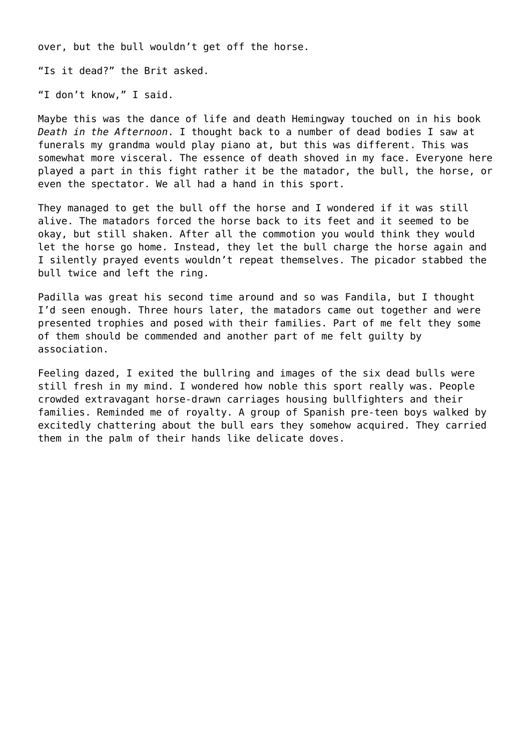over, but the bull wouldn’t get off the horse.

“Is it dead?” the Brit asked.

“I don’t know,” I said.

Maybe this was the dance of life and death Hemingway touched on in his book *Death in the Afternoon*. I thought back to a number of dead bodies I saw at funerals my grandma would play piano at, but this was different. This was somewhat more visceral. The essence of death shoved in my face. Everyone here played a part in this fight rather it be the matador, the bull, the horse, or even the spectator. We all had a hand in this sport.

They managed to get the bull off the horse and I wondered if it was still alive. The matadors forced the horse back to its feet and it seemed to be okay, but still shaken. After all the commotion you would think they would let the horse go home. Instead, they let the bull charge the horse again and I silently prayed events wouldn’t repeat themselves. The picador stabbed the bull twice and left the ring.

Padilla was great his second time around and so was Fandila, but I thought I’d seen enough. Three hours later, the matadors came out together and were presented trophies and posed with their families. Part of me felt they some of them should be commended and another part of me felt guilty by association.

Feeling dazed, I exited the bullring and images of the six dead bulls were still fresh in my mind. I wondered how noble this sport really was. People crowded extravagant horse-drawn carriages housing bullfighters and their families. Reminded me of royalty. A group of Spanish pre-teen boys walked by excitedly chattering about the bull ears they somehow acquired. They carried them in the palm of their hands like delicate doves.